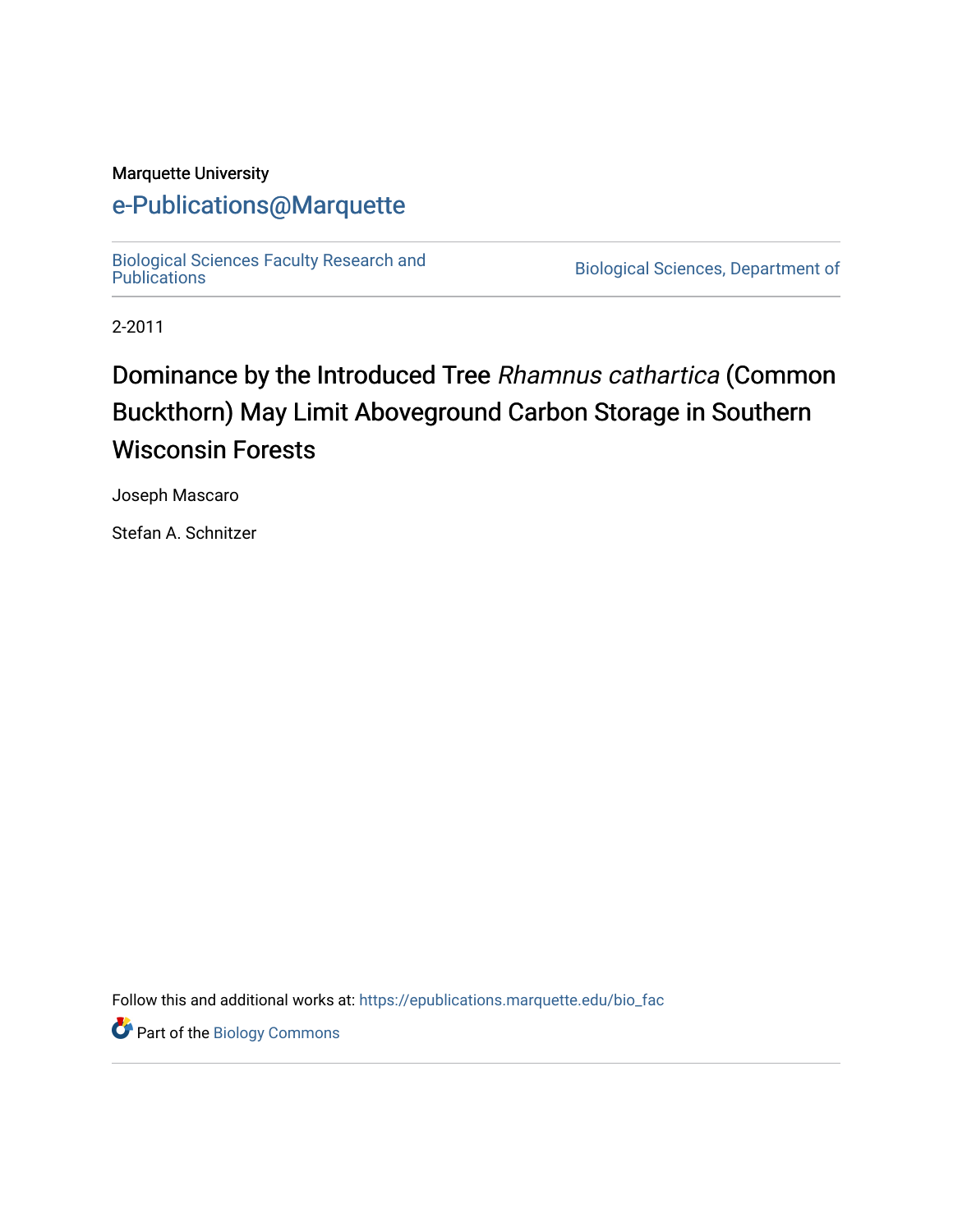Marquette University

# e-Publications@Marquette

Biological Sciences Faculty Research and Publications

Biological Sciences, Department of

2-2011

# Dominance by the Introduced Tree *Rhamnus cathartica* (Common Buckthorn) May Limit Aboveground Carbon Storage in Southern Wisconsin Forests

Joseph Mascaro

Stefan A. Schnitzer

Follow this and additional works at: https://epublications.marquette.edu/bio_fac

Part of the Biology Commons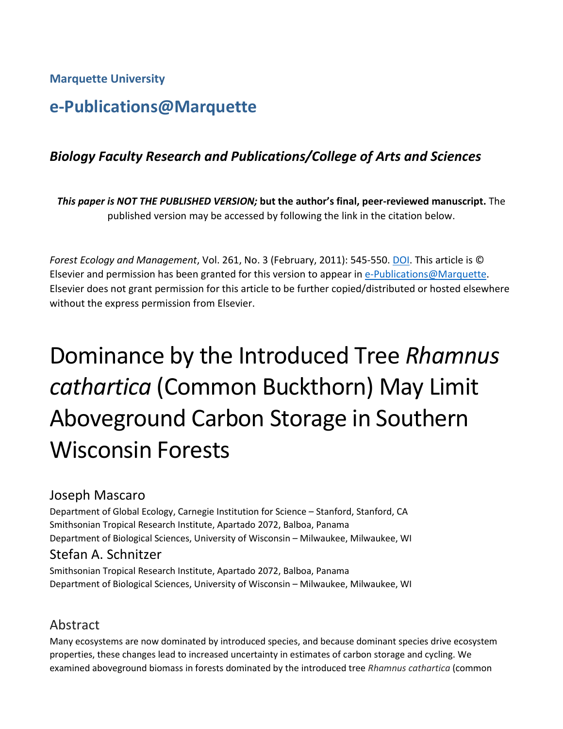Marquette University

# e-Publications@Marquette

### *Biology Faculty Research and Publications/College of Arts and Sciences*

***This paper is NOT THE PUBLISHED VERSION;* but the author's final, peer-reviewed manuscript.** The published version may be accessed by following the link in the citation below.

*Forest Ecology and Management*, Vol. 261, No. 3 (February, 2011): 545-550. DOI. This article is © Elsevier and permission has been granted for this version to appear in e-Publications@Marquette. Elsevier does not grant permission for this article to be further copied/distributed or hosted elsewhere without the express permission from Elsevier.

# Dominance by the Introduced Tree *Rhamnus cathartica* (Common Buckthorn) May Limit Aboveground Carbon Storage in Southern Wisconsin Forests

Joseph Mascaro

Department of Global Ecology, Carnegie Institution for Science – Stanford, Stanford, CA
Smithsonian Tropical Research Institute, Apartado 2072, Balboa, Panama
Department of Biological Sciences, University of Wisconsin – Milwaukee, Milwaukee, WI

Stefan A. Schnitzer

Smithsonian Tropical Research Institute, Apartado 2072, Balboa, Panama
Department of Biological Sciences, University of Wisconsin – Milwaukee, Milwaukee, WI

## Abstract

Many ecosystems are now dominated by introduced species, and because dominant species drive ecosystem properties, these changes lead to increased uncertainty in estimates of carbon storage and cycling. We examined aboveground biomass in forests dominated by the introduced tree *Rhamnus cathartica* (common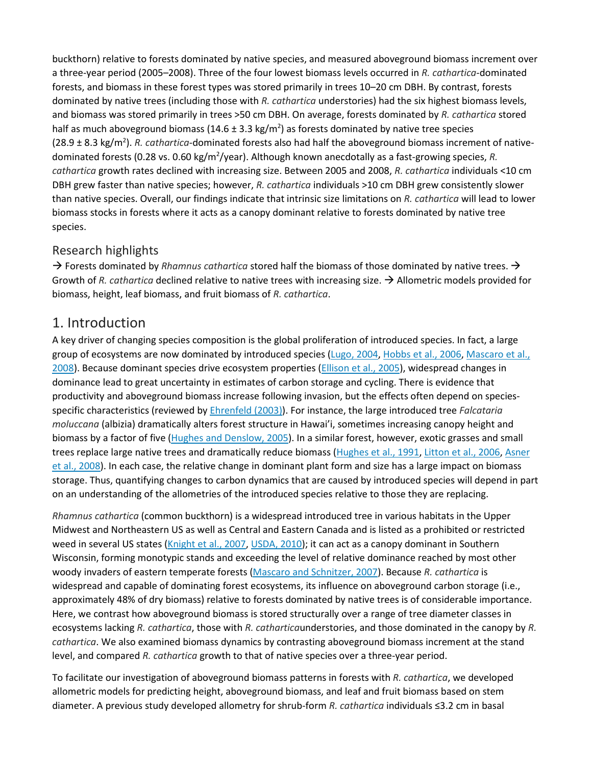buckthorn) relative to forests dominated by native species, and measured aboveground biomass increment over a three-year period (2005–2008). Three of the four lowest biomass levels occurred in *R. cathartica*-dominated forests, and biomass in these forest types was stored primarily in trees 10–20 cm DBH. By contrast, forests dominated by native trees (including those with *R. cathartica* understories) had the six highest biomass levels, and biomass was stored primarily in trees >50 cm DBH. On average, forests dominated by *R. cathartica* stored half as much aboveground biomass ($14.6 \pm 3.3$ kg/m$^2$) as forests dominated by native tree species ($28.9 \pm 8.3$ kg/m$^2$). *R. cathartica*-dominated forests also had half the aboveground biomass increment of native-dominated forests (0.28 vs. 0.60 kg/m$^2$/year). Although known anecdotally as a fast-growing species, *R. cathartica* growth rates declined with increasing size. Between 2005 and 2008, *R. cathartica* individuals <10 cm DBH grew faster than native species; however, *R. cathartica* individuals >10 cm DBH grew consistently slower than native species. Overall, our findings indicate that intrinsic size limitations on *R. cathartica* will lead to lower biomass stocks in forests where it acts as a canopy dominant relative to forests dominated by native tree species.

## Research highlights

→ Forests dominated by *Rhamnus cathartica* stored half the biomass of those dominated by native trees. → Growth of *R. cathartica* declined relative to native trees with increasing size. → Allometric models provided for biomass, height, leaf biomass, and fruit biomass of *R. cathartica*.

## 1. Introduction

A key driver of changing species composition is the global proliferation of introduced species. In fact, a large group of ecosystems are now dominated by introduced species (Lugo, 2004, Hobbs et al., 2006, Mascaro et al., 2008). Because dominant species drive ecosystem properties (Ellison et al., 2005), widespread changes in dominance lead to great uncertainty in estimates of carbon storage and cycling. There is evidence that productivity and aboveground biomass increase following invasion, but the effects often depend on species-specific characteristics (reviewed by Ehrenfeld (2003)). For instance, the large introduced tree *Falcataria moluccana* (albizia) dramatically alters forest structure in Hawai'i, sometimes increasing canopy height and biomass by a factor of five (Hughes and Denslow, 2005). In a similar forest, however, exotic grasses and small trees replace large native trees and dramatically reduce biomass (Hughes et al., 1991, Litton et al., 2006, Asner et al., 2008). In each case, the relative change in dominant plant form and size has a large impact on biomass storage. Thus, quantifying changes to carbon dynamics that are caused by introduced species will depend in part on an understanding of the allometries of the introduced species relative to those they are replacing.

*Rhamnus cathartica* (common buckthorn) is a widespread introduced tree in various habitats in the Upper Midwest and Northeastern US as well as Central and Eastern Canada and is listed as a prohibited or restricted weed in several US states (Knight et al., 2007, USDA, 2010); it can act as a canopy dominant in Southern Wisconsin, forming monotypic stands and exceeding the level of relative dominance reached by most other woody invaders of eastern temperate forests (Mascaro and Schnitzer, 2007). Because *R. cathartica* is widespread and capable of dominating forest ecosystems, its influence on aboveground carbon storage (i.e., approximately 48% of dry biomass) relative to forests dominated by native trees is of considerable importance. Here, we contrast how aboveground biomass is stored structurally over a range of tree diameter classes in ecosystems lacking *R. cathartica*, those with *R. cathartica*understories, and those dominated in the canopy by *R. cathartica*. We also examined biomass dynamics by contrasting aboveground biomass increment at the stand level, and compared *R. cathartica* growth to that of native species over a three-year period.

To facilitate our investigation of aboveground biomass patterns in forests with *R. cathartica*, we developed allometric models for predicting height, aboveground biomass, and leaf and fruit biomass based on stem diameter. A previous study developed allometry for shrub-form *R. cathartica* individuals ≤3.2 cm in basal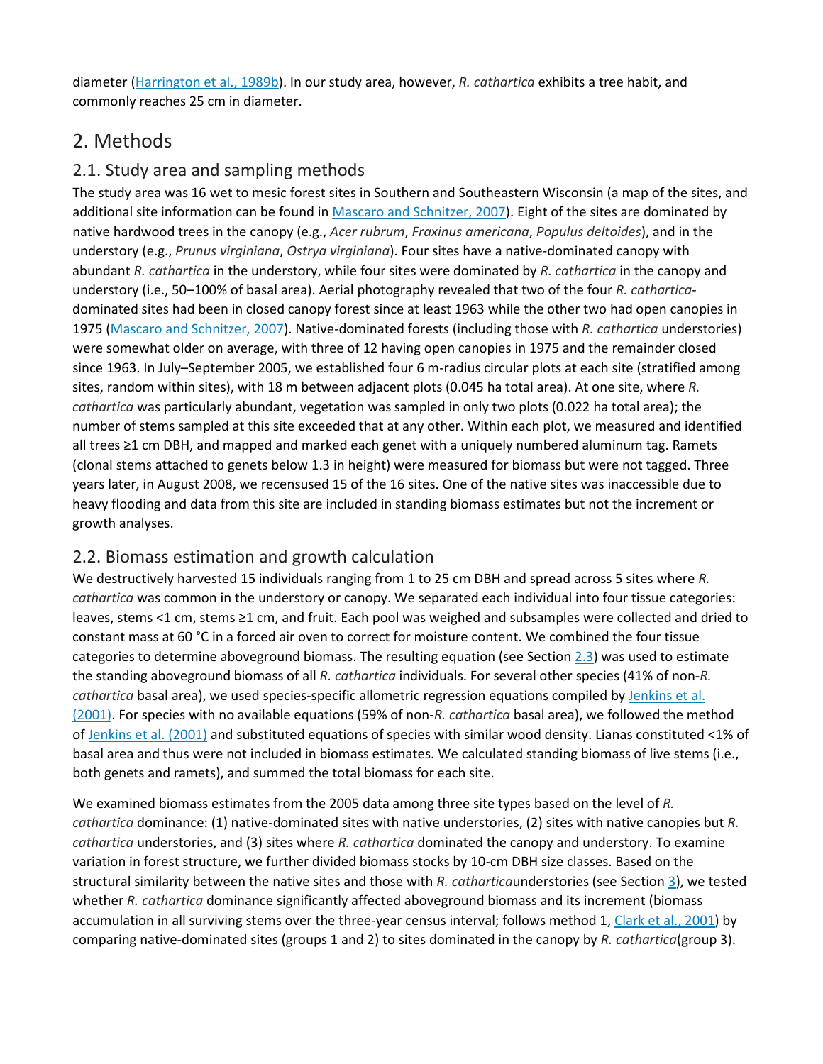diameter (Harrington et al., 1989b). In our study area, however, *R. cathartica* exhibits a tree habit, and commonly reaches 25 cm in diameter.

# 2. Methods

## 2.1. Study area and sampling methods

The study area was 16 wet to mesic forest sites in Southern and Southeastern Wisconsin (a map of the sites, and additional site information can be found in Mascaro and Schnitzer, 2007). Eight of the sites are dominated by native hardwood trees in the canopy (e.g., *Acer rubrum*, *Fraxinus americana*, *Populus deltoides*), and in the understory (e.g., *Prunus virginiana*, *Ostrya virginiana*). Four sites have a native-dominated canopy with abundant *R. cathartica* in the understory, while four sites were dominated by *R. cathartica* in the canopy and understory (i.e., 50–100% of basal area). Aerial photography revealed that two of the four *R. cathartica*-dominated sites had been in closed canopy forest since at least 1963 while the other two had open canopies in 1975 (Mascaro and Schnitzer, 2007). Native-dominated forests (including those with *R. cathartica* understories) were somewhat older on average, with three of 12 having open canopies in 1975 and the remainder closed since 1963. In July–September 2005, we established four 6 m-radius circular plots at each site (stratified among sites, random within sites), with 18 m between adjacent plots (0.045 ha total area). At one site, where *R. cathartica* was particularly abundant, vegetation was sampled in only two plots (0.022 ha total area); the number of stems sampled at this site exceeded that at any other. Within each plot, we measured and identified all trees ≥1 cm DBH, and mapped and marked each genet with a uniquely numbered aluminum tag. Ramets (clonal stems attached to genets below 1.3 in height) were measured for biomass but were not tagged. Three years later, in August 2008, we recensused 15 of the 16 sites. One of the native sites was inaccessible due to heavy flooding and data from this site are included in standing biomass estimates but not the increment or growth analyses.

## 2.2. Biomass estimation and growth calculation

We destructively harvested 15 individuals ranging from 1 to 25 cm DBH and spread across 5 sites where *R. cathartica* was common in the understory or canopy. We separated each individual into four tissue categories: leaves, stems <1 cm, stems ≥1 cm, and fruit. Each pool was weighed and subsamples were collected and dried to constant mass at 60 °C in a forced air oven to correct for moisture content. We combined the four tissue categories to determine aboveground biomass. The resulting equation (see Section 2.3) was used to estimate the standing aboveground biomass of all *R. cathartica* individuals. For several other species (41% of non-*R. cathartica* basal area), we used species-specific allometric regression equations compiled by Jenkins et al. (2001). For species with no available equations (59% of non-*R. cathartica* basal area), we followed the method of Jenkins et al. (2001) and substituted equations of species with similar wood density. Lianas constituted <1% of basal area and thus were not included in biomass estimates. We calculated standing biomass of live stems (i.e., both genets and ramets), and summed the total biomass for each site.

We examined biomass estimates from the 2005 data among three site types based on the level of *R. cathartica* dominance: (1) native-dominated sites with native understories, (2) sites with native canopies but *R. cathartica* understories, and (3) sites where *R. cathartica* dominated the canopy and understory. To examine variation in forest structure, we further divided biomass stocks by 10-cm DBH size classes. Based on the structural similarity between the native sites and those with *R. cathartica* understories (see Section 3), we tested whether *R. cathartica* dominance significantly affected aboveground biomass and its increment (biomass accumulation in all surviving stems over the three-year census interval; follows method 1, Clark et al., 2001) by comparing native-dominated sites (groups 1 and 2) to sites dominated in the canopy by *R. cathartica* (group 3).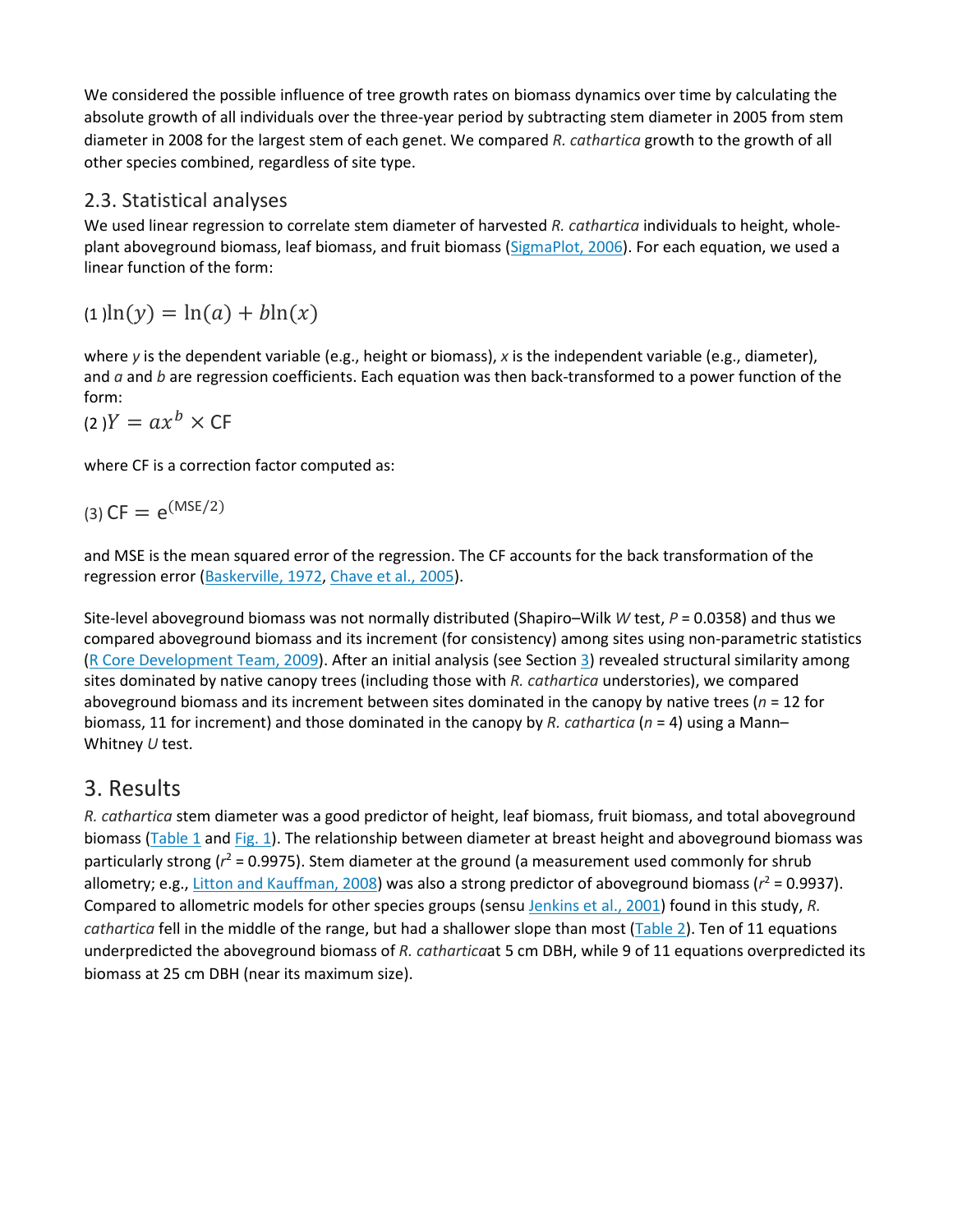We considered the possible influence of tree growth rates on biomass dynamics over time by calculating the absolute growth of all individuals over the three-year period by subtracting stem diameter in 2005 from stem diameter in 2008 for the largest stem of each genet. We compared *R. cathartica* growth to the growth of all other species combined, regardless of site type.

## 2.3. Statistical analyses

We used linear regression to correlate stem diameter of harvested *R. cathartica* individuals to height, whole-plant aboveground biomass, leaf biomass, and fruit biomass (SigmaPlot, 2006). For each equation, we used a linear function of the form:

$$\ln(y) = \ln(a) + b\ln(x) \quad (1)$$

where $y$ is the dependent variable (e.g., height or biomass), $x$ is the independent variable (e.g., diameter), and $a$ and $b$ are regression coefficients. Each equation was then back-transformed to a power function of the form:

$$Y = ax^b \times \mathrm{CF} \quad (2)$$

where CF is a correction factor computed as:

$$\mathrm{CF} = e^{(\mathrm{MSE}/2)} \quad (3)$$

and MSE is the mean squared error of the regression. The CF accounts for the back transformation of the regression error (Baskerville, 1972, Chave et al., 2005).

Site-level aboveground biomass was not normally distributed (Shapiro–Wilk $W$ test, $P = 0.0358$) and thus we compared aboveground biomass and its increment (for consistency) among sites using non-parametric statistics (R Core Development Team, 2009). After an initial analysis (see Section 3) revealed structural similarity among sites dominated by native canopy trees (including those with *R. cathartica* understories), we compared aboveground biomass and its increment between sites dominated in the canopy by native trees ($n = 12$ for biomass, 11 for increment) and those dominated in the canopy by *R. cathartica* ($n = 4$) using a Mann–Whitney $U$ test.

# 3. Results

*R. cathartica* stem diameter was a good predictor of height, leaf biomass, fruit biomass, and total aboveground biomass (Table 1 and Fig. 1). The relationship between diameter at breast height and aboveground biomass was particularly strong ($r^2 = 0.9975$). Stem diameter at the ground (a measurement used commonly for shrub allometry; e.g., Litton and Kauffman, 2008) was also a strong predictor of aboveground biomass ($r^2 = 0.9937$). Compared to allometric models for other species groups (sensu Jenkins et al., 2001) found in this study, *R. cathartica* fell in the middle of the range, but had a shallower slope than most (Table 2). Ten of 11 equations underpredicted the aboveground biomass of *R. cathartica*at 5 cm DBH, while 9 of 11 equations overpredicted its biomass at 25 cm DBH (near its maximum size).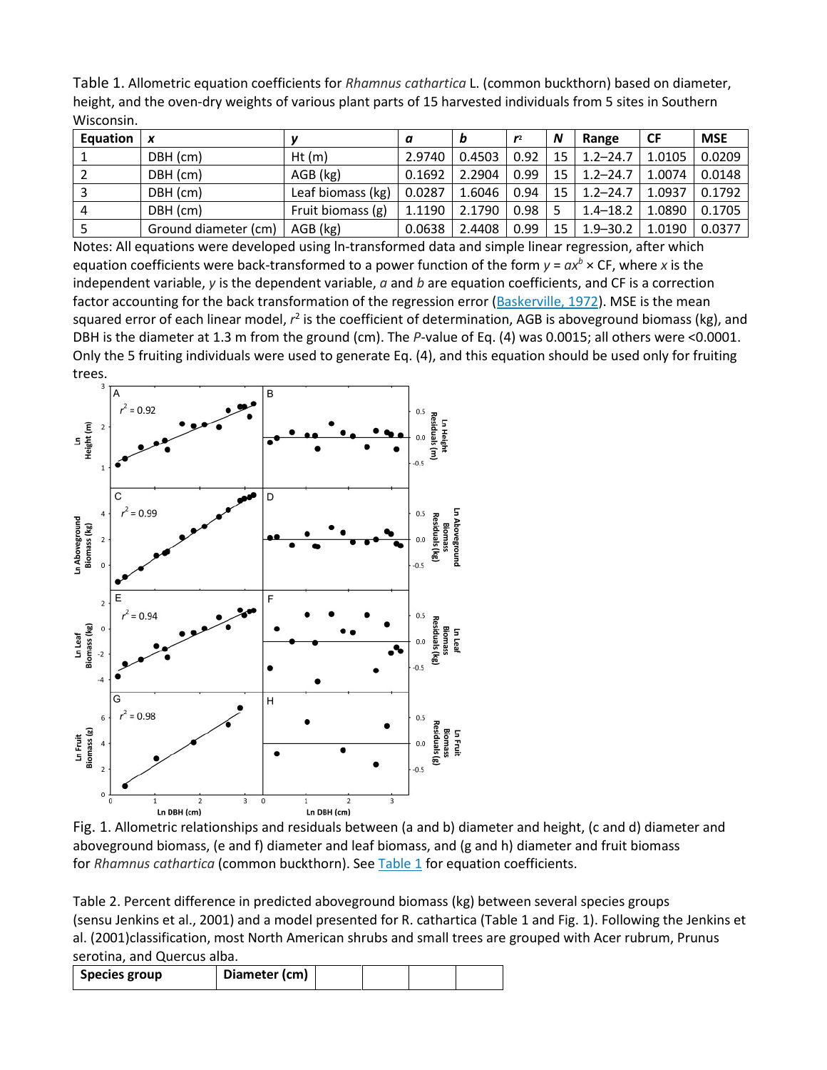Table 1. Allometric equation coefficients for *Rhamnus cathartica* L. (common buckthorn) based on diameter, height, and the oven-dry weights of various plant parts of 15 harvested individuals from 5 sites in Southern Wisconsin.

| Equation | *x* | *y* | *a* | *b* | $r^2$ | *N* | Range | CF | MSE |
|---|---|---|---|---|---|---|---|---|---|
| 1 | DBH (cm) | Ht (m) | 2.9740 | 0.4503 | 0.92 | 15 | 1.2–24.7 | 1.0105 | 0.0209 |
| 2 | DBH (cm) | AGB (kg) | 0.1692 | 2.2904 | 0.99 | 15 | 1.2–24.7 | 1.0074 | 0.0148 |
| 3 | DBH (cm) | Leaf biomass (kg) | 0.0287 | 1.6046 | 0.94 | 15 | 1.2–24.7 | 1.0937 | 0.1792 |
| 4 | DBH (cm) | Fruit biomass (g) | 1.1190 | 2.1790 | 0.98 | 5 | 1.4–18.2 | 1.0890 | 0.1705 |
| 5 | Ground diameter (cm) | AGB (kg) | 0.0638 | 2.4408 | 0.99 | 15 | 1.9–30.2 | 1.0190 | 0.0377 |

Notes: All equations were developed using ln-transformed data and simple linear regression, after which equation coefficients were back-transformed to a power function of the form $y = ax^b \times \text{CF}$, where *x* is the independent variable, *y* is the dependent variable, *a* and *b* are equation coefficients, and CF is a correction factor accounting for the back transformation of the regression error (Baskerville, 1972). MSE is the mean squared error of each linear model, $r^2$ is the coefficient of determination, AGB is aboveground biomass (kg), and DBH is the diameter at 1.3 m from the ground (cm). The *P*-value of Eq. (4) was 0.0015; all others were <0.0001. Only the 5 fruiting individuals were used to generate Eq. (4), and this equation should be used only for fruiting trees.

A $r^2$ = 0.92
B
C $r^2$ = 0.99
D
E $r^2$ = 0.94
F
G $r^2$ = 0.98
H
Ln Height (m)
Ln Height Residuals (m)
Ln Aboveground Biomass (kg)
Ln Aboveground Biomass Residuals (kg)
Ln Leaf Biomass (kg)
Ln Leaf Biomass Residuals (kg)
Ln Fruit Biomass (g)
Ln Fruit Biomass Residuals (g)
Ln DBH (cm)
Ln DBH (cm)

Fig. 1. Allometric relationships and residuals between (a and b) diameter and height, (c and d) diameter and aboveground biomass, (e and f) diameter and leaf biomass, and (g and h) diameter and fruit biomass for *Rhamnus cathartica* (common buckthorn). See Table 1 for equation coefficients.

Table 2. Percent difference in predicted aboveground biomass (kg) between several species groups (sensu Jenkins et al., 2001) and a model presented for R. cathartica (Table 1 and Fig. 1). Following the Jenkins et al. (2001)classification, most North American shrubs and small trees are grouped with Acer rubrum, Prunus serotina, and Quercus alba.

| Species group | Diameter (cm) | | | | |
|---|---|---|---|---|---|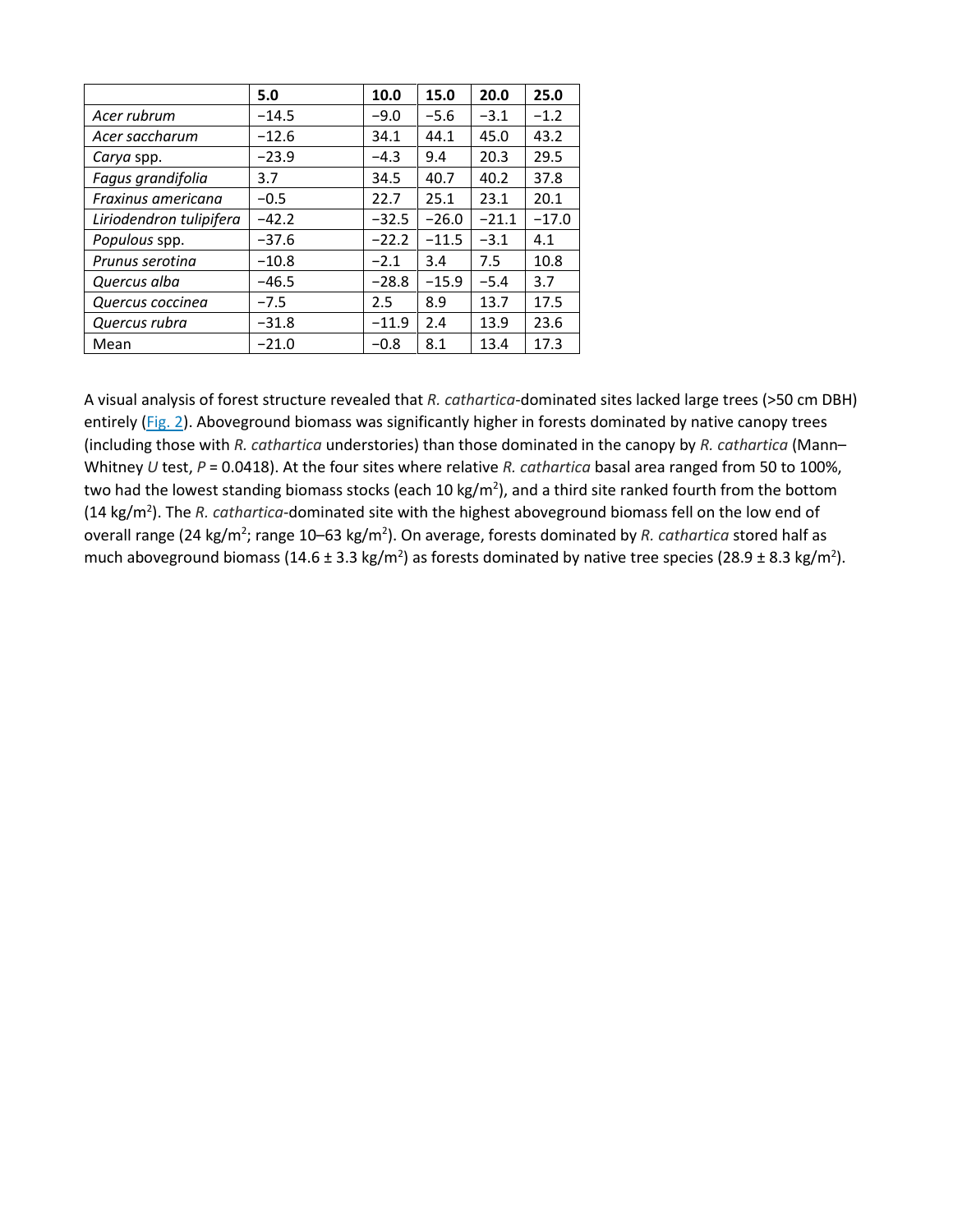| | 5.0 | 10.0 | 15.0 | 20.0 | 25.0 |
|---|---|---|---|---|---|
| *Acer rubrum* | −14.5 | −9.0 | −5.6 | −3.1 | −1.2 |
| *Acer saccharum* | −12.6 | 34.1 | 44.1 | 45.0 | 43.2 |
| *Carya* spp. | −23.9 | −4.3 | 9.4 | 20.3 | 29.5 |
| *Fagus grandifolia* | 3.7 | 34.5 | 40.7 | 40.2 | 37.8 |
| *Fraxinus americana* | −0.5 | 22.7 | 25.1 | 23.1 | 20.1 |
| *Liriodendron tulipifera* | −42.2 | −32.5 | −26.0 | −21.1 | −17.0 |
| *Populous* spp. | −37.6 | −22.2 | −11.5 | −3.1 | 4.1 |
| *Prunus serotina* | −10.8 | −2.1 | 3.4 | 7.5 | 10.8 |
| *Quercus alba* | −46.5 | −28.8 | −15.9 | −5.4 | 3.7 |
| *Quercus coccinea* | −7.5 | 2.5 | 8.9 | 13.7 | 17.5 |
| *Quercus rubra* | −31.8 | −11.9 | 2.4 | 13.9 | 23.6 |
| Mean | −21.0 | −0.8 | 8.1 | 13.4 | 17.3 |

A visual analysis of forest structure revealed that *R. cathartica*-dominated sites lacked large trees (>50 cm DBH) entirely (Fig. 2). Aboveground biomass was significantly higher in forests dominated by native canopy trees (including those with *R. cathartica* understories) than those dominated in the canopy by *R. cathartica* (Mann–Whitney *U* test, $P = 0.0418$). At the four sites where relative *R. cathartica* basal area ranged from 50 to 100%, two had the lowest standing biomass stocks (each 10 kg/m$^2$), and a third site ranked fourth from the bottom (14 kg/m$^2$). The *R. cathartica*-dominated site with the highest aboveground biomass fell on the low end of overall range (24 kg/m$^2$; range 10–63 kg/m$^2$). On average, forests dominated by *R. cathartica* stored half as much aboveground biomass (14.6 ± 3.3 kg/m$^2$) as forests dominated by native tree species (28.9 ± 8.3 kg/m$^2$).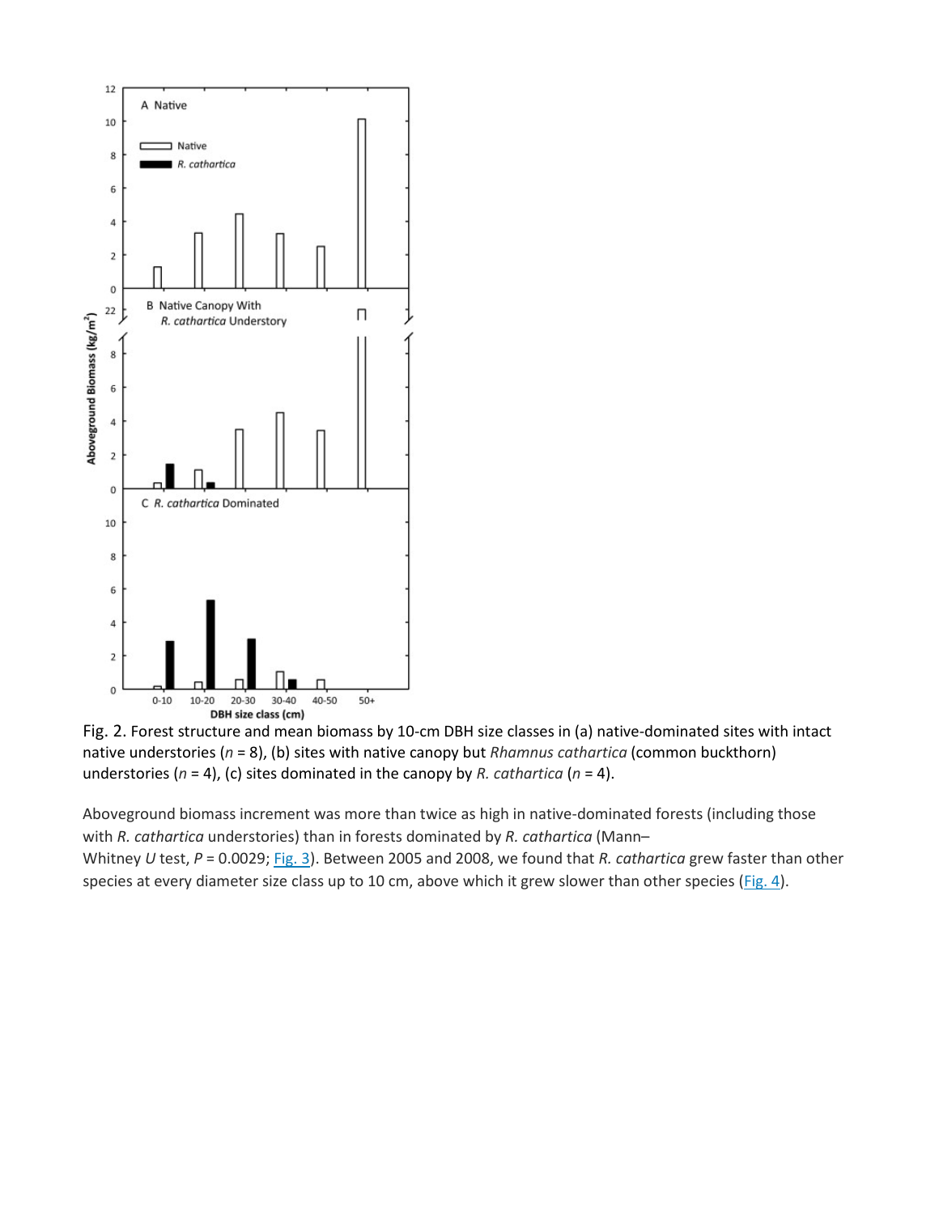A Native

Native

R. cathartica

B Native Canopy With R. cathartica Understory

C R. cathartica Dominated

Aboveground Biomass (kg/m$^2$)

DBH size class (cm)

0-10 10-20 20-30 30-40 40-50 50+

Fig. 2. Forest structure and mean biomass by 10-cm DBH size classes in (a) native-dominated sites with intact native understories ($n$ = 8), (b) sites with native canopy but *Rhamnus cathartica* (common buckthorn) understories ($n$ = 4), (c) sites dominated in the canopy by *R. cathartica* ($n$ = 4).

Aboveground biomass increment was more than twice as high in native-dominated forests (including those with *R. cathartica* understories) than in forests dominated by *R. cathartica* (Mann–Whitney $U$ test, $P$ = 0.0029; Fig. 3). Between 2005 and 2008, we found that *R. cathartica* grew faster than other species at every diameter size class up to 10 cm, above which it grew slower than other species (Fig. 4).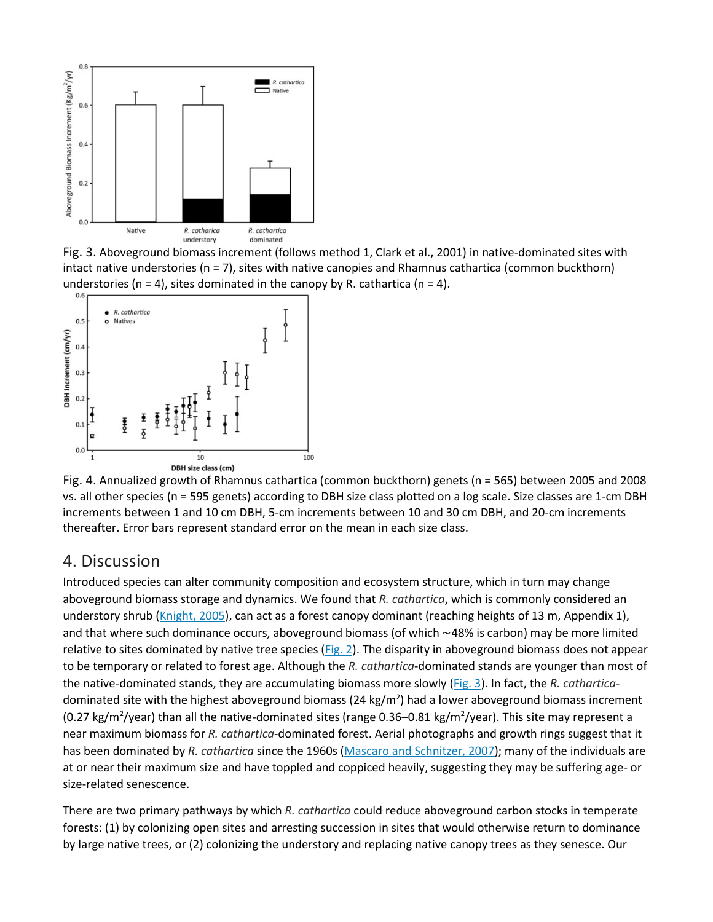0.8
0.6
0.4
0.2
0.0
Aboveground Biomass Increment (Kg/m$^2$/yr)
R. cathartica
Native
Native
R. catharica understory
R. cathartica dominated

Fig. 3. Aboveground biomass increment (follows method 1, Clark et al., 2001) in native-dominated sites with intact native understories (n = 7), sites with native canopies and Rhamnus cathartica (common buckthorn) understories (n = 4), sites dominated in the canopy by R. cathartica (n = 4).

0.6
0.5
0.4
0.3
0.2
0.1
0.0
DBH Increment (cm/yr)
R. cathartica
Natives
1
10
100
DBH size class (cm)

Fig. 4. Annualized growth of Rhamnus cathartica (common buckthorn) genets (n = 565) between 2005 and 2008 vs. all other species (n = 595 genets) according to DBH size class plotted on a log scale. Size classes are 1-cm DBH increments between 1 and 10 cm DBH, 5-cm increments between 10 and 30 cm DBH, and 20-cm increments thereafter. Error bars represent standard error on the mean in each size class.

## 4. Discussion

Introduced species can alter community composition and ecosystem structure, which in turn may change aboveground biomass storage and dynamics. We found that *R. cathartica*, which is commonly considered an understory shrub (Knight, 2005), can act as a forest canopy dominant (reaching heights of 13 m, Appendix 1), and that where such dominance occurs, aboveground biomass (of which ~48% is carbon) may be more limited relative to sites dominated by native tree species (Fig. 2). The disparity in aboveground biomass does not appear to be temporary or related to forest age. Although the *R. cathartica*-dominated stands are younger than most of the native-dominated stands, they are accumulating biomass more slowly (Fig. 3). In fact, the *R. cathartica*-dominated site with the highest aboveground biomass (24 kg/m$^2$) had a lower aboveground biomass increment (0.27 kg/m$^2$/year) than all the native-dominated sites (range 0.36–0.81 kg/m$^2$/year). This site may represent a near maximum biomass for *R. cathartica*-dominated forest. Aerial photographs and growth rings suggest that it has been dominated by *R. cathartica* since the 1960s (Mascaro and Schnitzer, 2007); many of the individuals are at or near their maximum size and have toppled and coppiced heavily, suggesting they may be suffering age- or size-related senescence.

There are two primary pathways by which *R. cathartica* could reduce aboveground carbon stocks in temperate forests: (1) by colonizing open sites and arresting succession in sites that would otherwise return to dominance by large native trees, or (2) colonizing the understory and replacing native canopy trees as they senesce. Our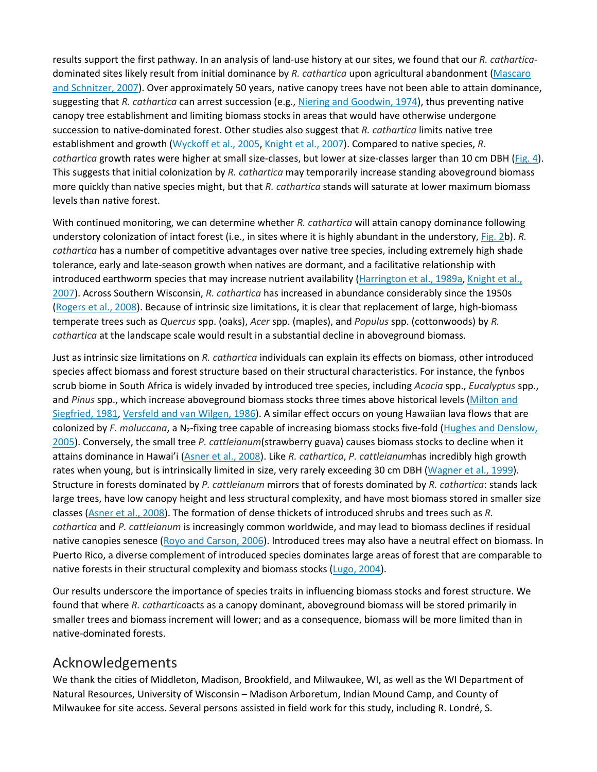results support the first pathway. In an analysis of land-use history at our sites, we found that our *R. cathartica*-dominated sites likely result from initial dominance by *R. cathartica* upon agricultural abandonment (Mascaro and Schnitzer, 2007). Over approximately 50 years, native canopy trees have not been able to attain dominance, suggesting that *R. cathartica* can arrest succession (e.g., Niering and Goodwin, 1974), thus preventing native canopy tree establishment and limiting biomass stocks in areas that would have otherwise undergone succession to native-dominated forest. Other studies also suggest that *R. cathartica* limits native tree establishment and growth (Wyckoff et al., 2005, Knight et al., 2007). Compared to native species, *R. cathartica* growth rates were higher at small size-classes, but lower at size-classes larger than 10 cm DBH (Fig. 4). This suggests that initial colonization by *R. cathartica* may temporarily increase standing aboveground biomass more quickly than native species might, but that *R. cathartica* stands will saturate at lower maximum biomass levels than native forest.

With continued monitoring, we can determine whether *R. cathartica* will attain canopy dominance following understory colonization of intact forest (i.e., in sites where it is highly abundant in the understory, Fig. 2b). *R. cathartica* has a number of competitive advantages over native tree species, including extremely high shade tolerance, early and late-season growth when natives are dormant, and a facilitative relationship with introduced earthworm species that may increase nutrient availability (Harrington et al., 1989a, Knight et al., 2007). Across Southern Wisconsin, *R. cathartica* has increased in abundance considerably since the 1950s (Rogers et al., 2008). Because of intrinsic size limitations, it is clear that replacement of large, high-biomass temperate trees such as *Quercus* spp. (oaks), *Acer* spp. (maples), and *Populus* spp. (cottonwoods) by *R. cathartica* at the landscape scale would result in a substantial decline in aboveground biomass.

Just as intrinsic size limitations on *R. cathartica* individuals can explain its effects on biomass, other introduced species affect biomass and forest structure based on their structural characteristics. For instance, the fynbos scrub biome in South Africa is widely invaded by introduced tree species, including *Acacia* spp., *Eucalyptus* spp., and *Pinus* spp., which increase aboveground biomass stocks three times above historical levels (Milton and Siegfried, 1981, Versfeld and van Wilgen, 1986). A similar effect occurs on young Hawaiian lava flows that are colonized by *F. moluccana*, a $N_2$-fixing tree capable of increasing biomass stocks five-fold (Hughes and Denslow, 2005). Conversely, the small tree *P. cattleianum*(strawberry guava) causes biomass stocks to decline when it attains dominance in Hawai'i (Asner et al., 2008). Like *R. cathartica*, *P. cattleianum*has incredibly high growth rates when young, but is intrinsically limited in size, very rarely exceeding 30 cm DBH (Wagner et al., 1999). Structure in forests dominated by *P. cattleianum* mirrors that of forests dominated by *R. cathartica*: stands lack large trees, have low canopy height and less structural complexity, and have most biomass stored in smaller size classes (Asner et al., 2008). The formation of dense thickets of introduced shrubs and trees such as *R. cathartica* and *P. cattleianum* is increasingly common worldwide, and may lead to biomass declines if residual native canopies senesce (Royo and Carson, 2006). Introduced trees may also have a neutral effect on biomass. In Puerto Rico, a diverse complement of introduced species dominates large areas of forest that are comparable to native forests in their structural complexity and biomass stocks (Lugo, 2004).

Our results underscore the importance of species traits in influencing biomass stocks and forest structure. We found that where *R. cathartica*acts as a canopy dominant, aboveground biomass will be stored primarily in smaller trees and biomass increment will lower; and as a consequence, biomass will be more limited than in native-dominated forests.

## Acknowledgements

We thank the cities of Middleton, Madison, Brookfield, and Milwaukee, WI, as well as the WI Department of Natural Resources, University of Wisconsin – Madison Arboretum, Indian Mound Camp, and County of Milwaukee for site access. Several persons assisted in field work for this study, including R. Londré, S.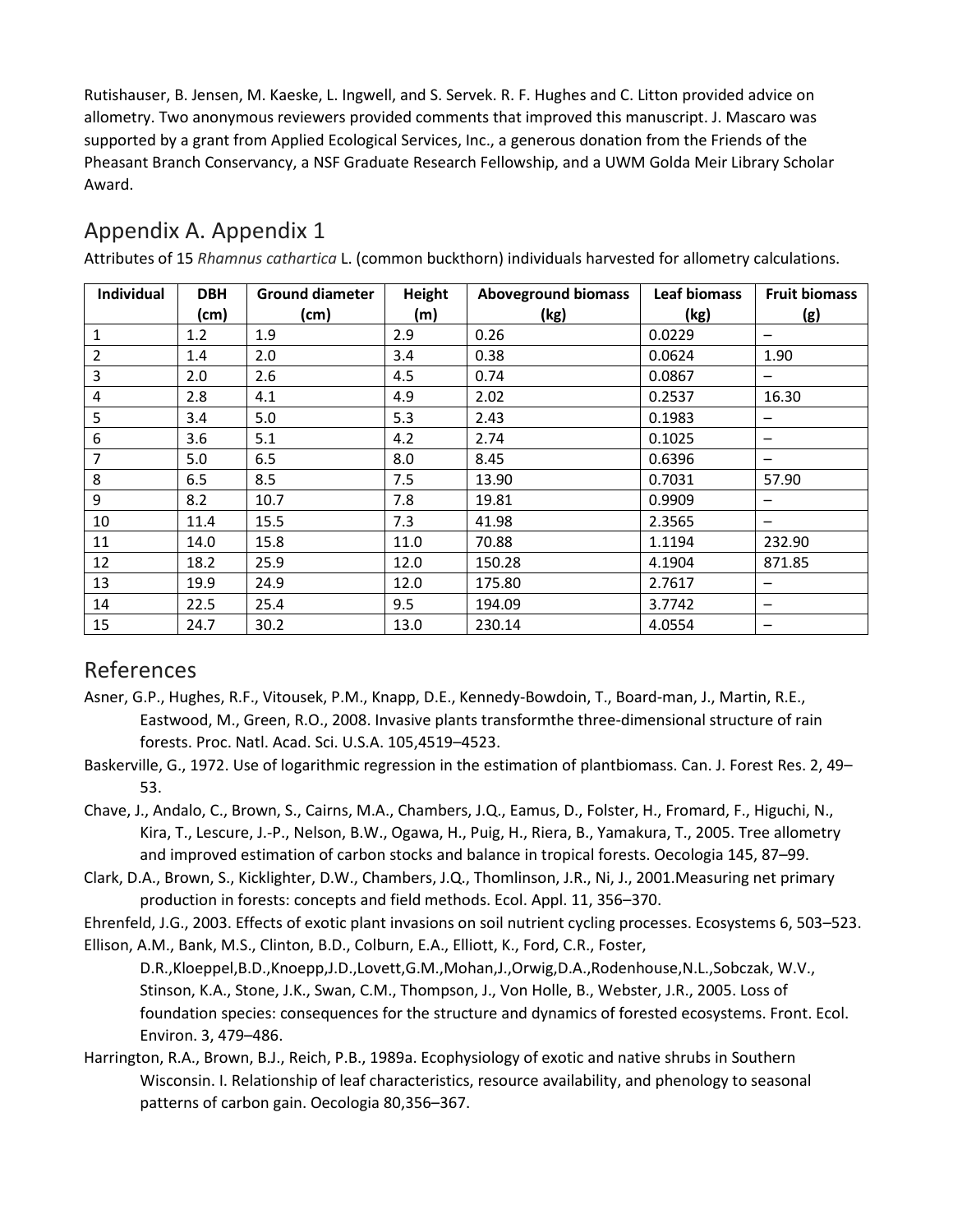Rutishauser, B. Jensen, M. Kaeske, L. Ingwell, and S. Servek. R. F. Hughes and C. Litton provided advice on allometry. Two anonymous reviewers provided comments that improved this manuscript. J. Mascaro was supported by a grant from Applied Ecological Services, Inc., a generous donation from the Friends of the Pheasant Branch Conservancy, a NSF Graduate Research Fellowship, and a UWM Golda Meir Library Scholar Award.

## Appendix A. Appendix 1

Attributes of 15 *Rhamnus cathartica* L. (common buckthorn) individuals harvested for allometry calculations.

| Individual | DBH (cm) | Ground diameter (cm) | Height (m) | Aboveground biomass (kg) | Leaf biomass (kg) | Fruit biomass (g) |
|---|---|---|---|---|---|---|
| 1 | 1.2 | 1.9 | 2.9 | 0.26 | 0.0229 | – |
| 2 | 1.4 | 2.0 | 3.4 | 0.38 | 0.0624 | 1.90 |
| 3 | 2.0 | 2.6 | 4.5 | 0.74 | 0.0867 | – |
| 4 | 2.8 | 4.1 | 4.9 | 2.02 | 0.2537 | 16.30 |
| 5 | 3.4 | 5.0 | 5.3 | 2.43 | 0.1983 | – |
| 6 | 3.6 | 5.1 | 4.2 | 2.74 | 0.1025 | – |
| 7 | 5.0 | 6.5 | 8.0 | 8.45 | 0.6396 | – |
| 8 | 6.5 | 8.5 | 7.5 | 13.90 | 0.7031 | 57.90 |
| 9 | 8.2 | 10.7 | 7.8 | 19.81 | 0.9909 | – |
| 10 | 11.4 | 15.5 | 7.3 | 41.98 | 2.3565 | – |
| 11 | 14.0 | 15.8 | 11.0 | 70.88 | 1.1194 | 232.90 |
| 12 | 18.2 | 25.9 | 12.0 | 150.28 | 4.1904 | 871.85 |
| 13 | 19.9 | 24.9 | 12.0 | 175.80 | 2.7617 | – |
| 14 | 22.5 | 25.4 | 9.5 | 194.09 | 3.7742 | – |
| 15 | 24.7 | 30.2 | 13.0 | 230.14 | 4.0554 | – |

## References

Asner, G.P., Hughes, R.F., Vitousek, P.M., Knapp, D.E., Kennedy-Bowdoin, T., Board-man, J., Martin, R.E., Eastwood, M., Green, R.O., 2008. Invasive plants transformthe three-dimensional structure of rain forests. Proc. Natl. Acad. Sci. U.S.A. 105,4519–4523.

Baskerville, G., 1972. Use of logarithmic regression in the estimation of plantbiomass. Can. J. Forest Res. 2, 49–53.

Chave, J., Andalo, C., Brown, S., Cairns, M.A., Chambers, J.Q., Eamus, D., Folster, H., Fromard, F., Higuchi, N., Kira, T., Lescure, J.-P., Nelson, B.W., Ogawa, H., Puig, H., Riera, B., Yamakura, T., 2005. Tree allometry and improved estimation of carbon stocks and balance in tropical forests. Oecologia 145, 87–99.

Clark, D.A., Brown, S., Kicklighter, D.W., Chambers, J.Q., Thomlinson, J.R., Ni, J., 2001.Measuring net primary production in forests: concepts and field methods. Ecol. Appl. 11, 356–370.

Ehrenfeld, J.G., 2003. Effects of exotic plant invasions on soil nutrient cycling processes. Ecosystems 6, 503–523.

Ellison, A.M., Bank, M.S., Clinton, B.D., Colburn, E.A., Elliott, K., Ford, C.R., Foster, D.R.,Kloeppel,B.D.,Knoepp,J.D.,Lovett,G.M.,Mohan,J.,Orwig,D.A.,Rodenhouse,N.L.,Sobczak, W.V., Stinson, K.A., Stone, J.K., Swan, C.M., Thompson, J., Von Holle, B., Webster, J.R., 2005. Loss of foundation species: consequences for the structure and dynamics of forested ecosystems. Front. Ecol. Environ. 3, 479–486.

Harrington, R.A., Brown, B.J., Reich, P.B., 1989a. Ecophysiology of exotic and native shrubs in Southern Wisconsin. I. Relationship of leaf characteristics, resource availability, and phenology to seasonal patterns of carbon gain. Oecologia 80,356–367.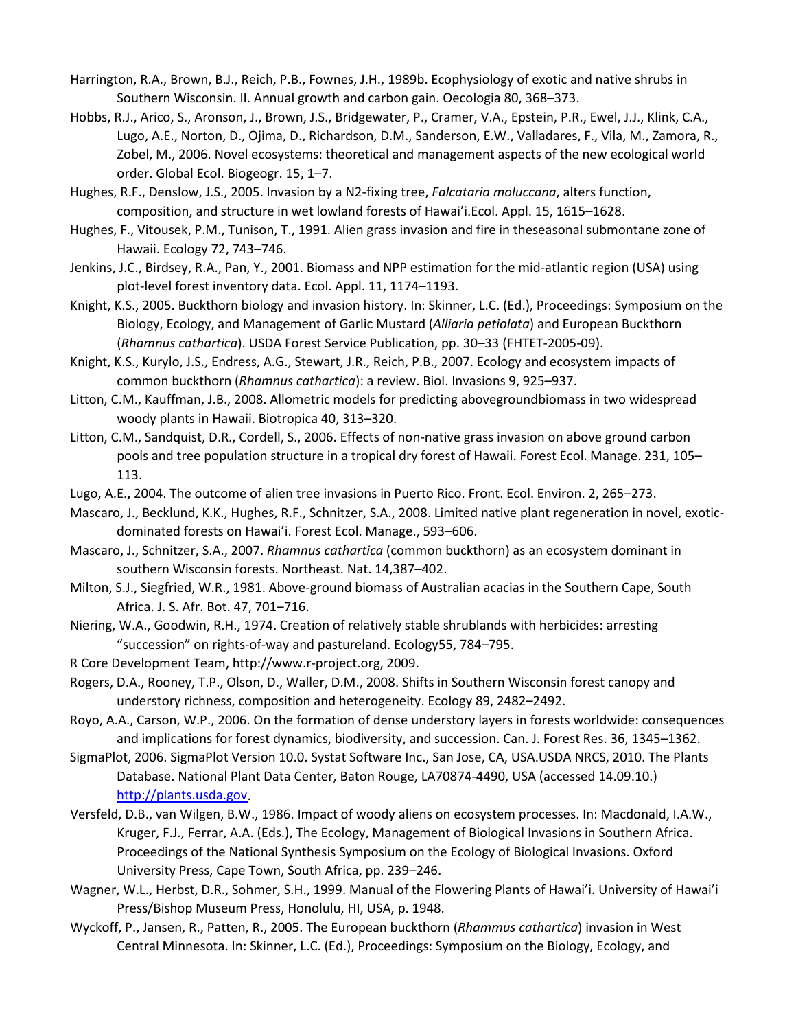Harrington, R.A., Brown, B.J., Reich, P.B., Fownes, J.H., 1989b. Ecophysiology of exotic and native shrubs in Southern Wisconsin. II. Annual growth and carbon gain. Oecologia 80, 368–373.

Hobbs, R.J., Arico, S., Aronson, J., Brown, J.S., Bridgewater, P., Cramer, V.A., Epstein, P.R., Ewel, J.J., Klink, C.A., Lugo, A.E., Norton, D., Ojima, D., Richardson, D.M., Sanderson, E.W., Valladares, F., Vila, M., Zamora, R., Zobel, M., 2006. Novel ecosystems: theoretical and management aspects of the new ecological world order. Global Ecol. Biogeogr. 15, 1–7.

Hughes, R.F., Denslow, J.S., 2005. Invasion by a N2-fixing tree, *Falcataria moluccana*, alters function, composition, and structure in wet lowland forests of Hawai'i.Ecol. Appl. 15, 1615–1628.

Hughes, F., Vitousek, P.M., Tunison, T., 1991. Alien grass invasion and fire in theseasonal submontane zone of Hawaii. Ecology 72, 743–746.

Jenkins, J.C., Birdsey, R.A., Pan, Y., 2001. Biomass and NPP estimation for the mid-atlantic region (USA) using plot-level forest inventory data. Ecol. Appl. 11, 1174–1193.

Knight, K.S., 2005. Buckthorn biology and invasion history. In: Skinner, L.C. (Ed.), Proceedings: Symposium on the Biology, Ecology, and Management of Garlic Mustard (*Alliaria petiolata*) and European Buckthorn (*Rhamnus cathartica*). USDA Forest Service Publication, pp. 30–33 (FHTET-2005-09).

Knight, K.S., Kurylo, J.S., Endress, A.G., Stewart, J.R., Reich, P.B., 2007. Ecology and ecosystem impacts of common buckthorn (*Rhamnus cathartica*): a review. Biol. Invasions 9, 925–937.

Litton, C.M., Kauffman, J.B., 2008. Allometric models for predicting abovegroundbiomass in two widespread woody plants in Hawaii. Biotropica 40, 313–320.

Litton, C.M., Sandquist, D.R., Cordell, S., 2006. Effects of non-native grass invasion on above ground carbon pools and tree population structure in a tropical dry forest of Hawaii. Forest Ecol. Manage. 231, 105–113.

Lugo, A.E., 2004. The outcome of alien tree invasions in Puerto Rico. Front. Ecol. Environ. 2, 265–273.

Mascaro, J., Becklund, K.K., Hughes, R.F., Schnitzer, S.A., 2008. Limited native plant regeneration in novel, exotic-dominated forests on Hawai'i. Forest Ecol. Manage., 593–606.

Mascaro, J., Schnitzer, S.A., 2007. *Rhamnus cathartica* (common buckthorn) as an ecosystem dominant in southern Wisconsin forests. Northeast. Nat. 14,387–402.

Milton, S.J., Siegfried, W.R., 1981. Above-ground biomass of Australian acacias in the Southern Cape, South Africa. J. S. Afr. Bot. 47, 701–716.

Niering, W.A., Goodwin, R.H., 1974. Creation of relatively stable shrublands with herbicides: arresting "succession" on rights-of-way and pastureland. Ecology55, 784–795.

R Core Development Team, http://www.r-project.org, 2009.

Rogers, D.A., Rooney, T.P., Olson, D., Waller, D.M., 2008. Shifts in Southern Wisconsin forest canopy and understory richness, composition and heterogeneity. Ecology 89, 2482–2492.

Royo, A.A., Carson, W.P., 2006. On the formation of dense understory layers in forests worldwide: consequences and implications for forest dynamics, biodiversity, and succession. Can. J. Forest Res. 36, 1345–1362.

SigmaPlot, 2006. SigmaPlot Version 10.0. Systat Software Inc., San Jose, CA, USA.USDA NRCS, 2010. The Plants Database. National Plant Data Center, Baton Rouge, LA70874-4490, USA (accessed 14.09.10.) http://plants.usda.gov.

Versfeld, D.B., van Wilgen, B.W., 1986. Impact of woody aliens on ecosystem processes. In: Macdonald, I.A.W., Kruger, F.J., Ferrar, A.A. (Eds.), The Ecology, Management of Biological Invasions in Southern Africa. Proceedings of the National Synthesis Symposium on the Ecology of Biological Invasions. Oxford University Press, Cape Town, South Africa, pp. 239–246.

Wagner, W.L., Herbst, D.R., Sohmer, S.H., 1999. Manual of the Flowering Plants of Hawai'i. University of Hawai'i Press/Bishop Museum Press, Honolulu, HI, USA, p. 1948.

Wyckoff, P., Jansen, R., Patten, R., 2005. The European buckthorn (*Rhammus cathartica*) invasion in West Central Minnesota. In: Skinner, L.C. (Ed.), Proceedings: Symposium on the Biology, Ecology, and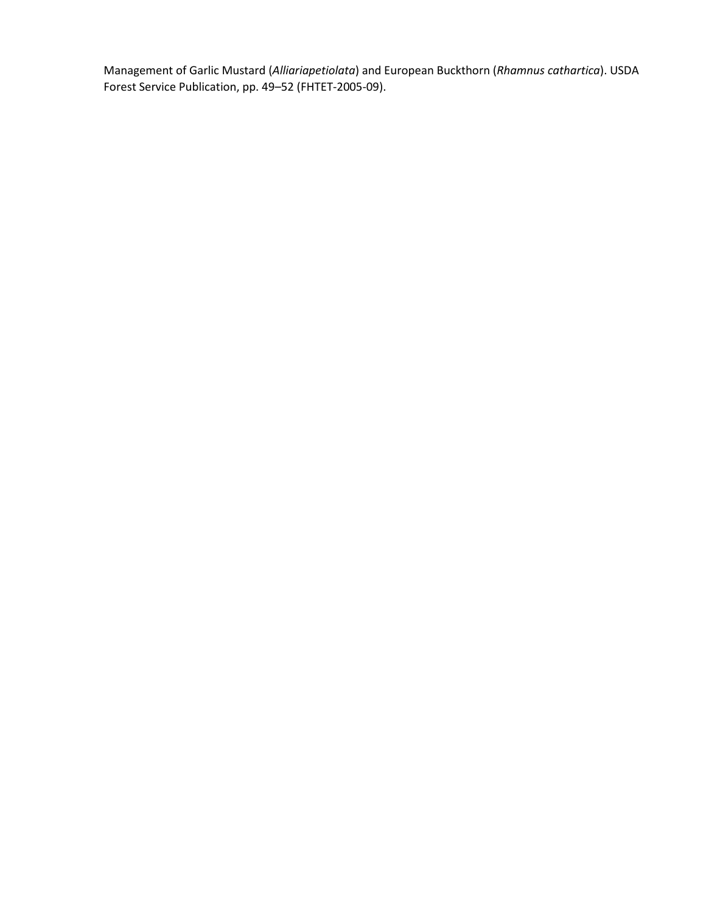Management of Garlic Mustard (*Alliariapetiolata*) and European Buckthorn (*Rhamnus cathartica*). USDA Forest Service Publication, pp. 49–52 (FHTET-2005-09).